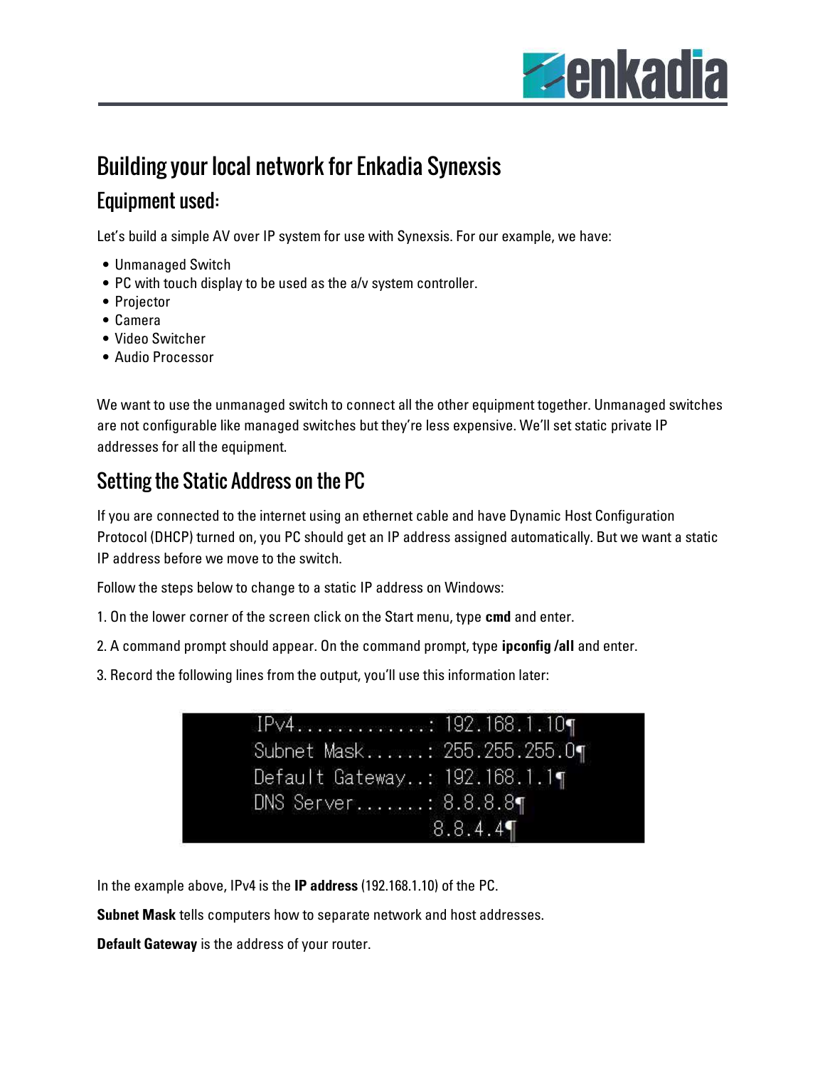# Building your local network for Enkadia Synexsis

## Equipment used:

Let's build a simple AV over IP system for use with Synexsis. For our example, we have:

- Unmanaged Switch
- PC with touch display to be used as the a/v system controller.
- Projector
- Camera
- Video Switcher
- Audio Processor

We want to use the unmanaged switch to connect all the other equipment together. Unmanaged switches are not configurable like managed switches but they're less expensive. We'll set static private IP addresses for all the equipment.

## Setting the Static Address on the PC

If you are connected to the internet using an ethernet cable and have Dynamic Host Configuration Protocol (DHCP) turned on, you PC should get an IP address assigned automatically. But we want a static IP address before we move to the switch.

Follow the steps below to change to a static IP address on Windows:

1. On the lower corner of the screen click on the Start menu, type **cmd** and enter.

2. A command prompt should appear. On the command prompt, type **ipconfig /all** and enter.

3. Record the following lines from the output, you'll use this information later:

```
IPv4.............: 192.168.1.10
Subnet Mask......: 255.255.255.0
Default Gateway..: 192.168.1.1
DNS Server.......: 8.8.8.8
                   8.8.4.4
```

In the example above, IPv4 is the **IP address** (192.168.1.10) of the PC.

**Subnet Mask** tells computers how to separate network and host addresses.

**Default Gateway** is the address of your router.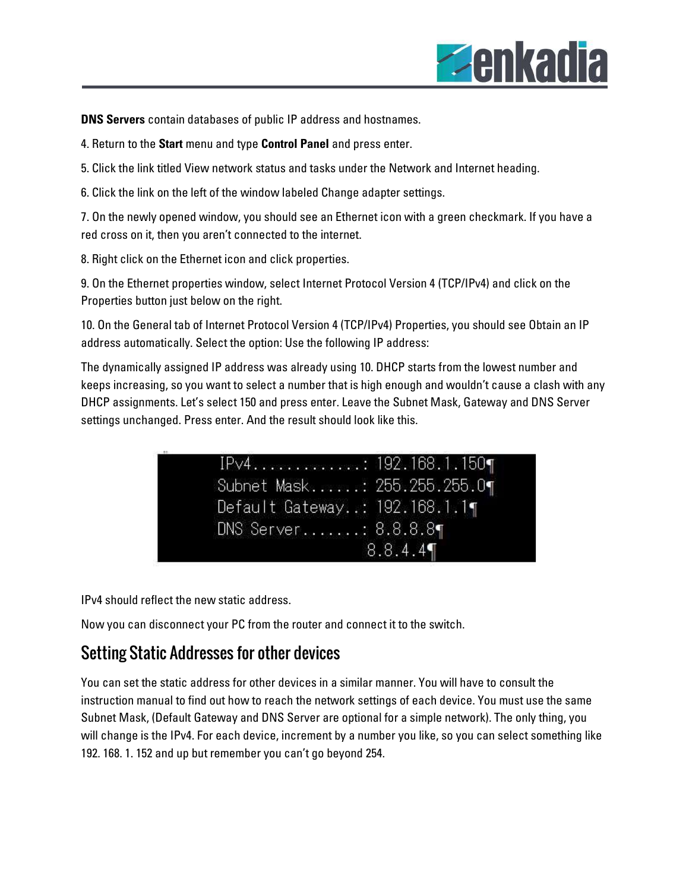**DNS Servers** contain databases of public IP address and hostnames.

4. Return to the **Start** menu and type **Control Panel** and press enter.

5. Click the link titled View network status and tasks under the Network and Internet heading.

6. Click the link on the left of the window labeled Change adapter settings.

7. On the newly opened window, you should see an Ethernet icon with a green checkmark. If you have a red cross on it, then you aren't connected to the internet.

8. Right click on the Ethernet icon and click properties.

9. On the Ethernet properties window, select Internet Protocol Version 4 (TCP/IPv4) and click on the Properties button just below on the right.

10. On the General tab of Internet Protocol Version 4 (TCP/IPv4) Properties, you should see Obtain an IP address automatically. Select the option: Use the following IP address:

The dynamically assigned IP address was already using 10. DHCP starts from the lowest number and keeps increasing, so you want to select a number that is high enough and wouldn't cause a clash with any DHCP assignments. Let's select 150 and press enter. Leave the Subnet Mask, Gateway and DNS Server settings unchanged. Press enter. And the result should look like this.

```
IPv4.............: 192.168.1.150
Subnet Mask......: 255.255.255.0
Default Gateway..: 192.168.1.1
DNS Server.......: 8.8.8.8
                   8.8.4.4
```

IPv4 should reflect the new static address.

Now you can disconnect your PC from the router and connect it to the switch.

## Setting Static Addresses for other devices

You can set the static address for other devices in a similar manner. You will have to consult the instruction manual to find out how to reach the network settings of each device. You must use the same Subnet Mask, (Default Gateway and DNS Server are optional for a simple network). The only thing, you will change is the IPv4. For each device, increment by a number you like, so you can select something like 192. 168. 1. 152 and up but remember you can't go beyond 254.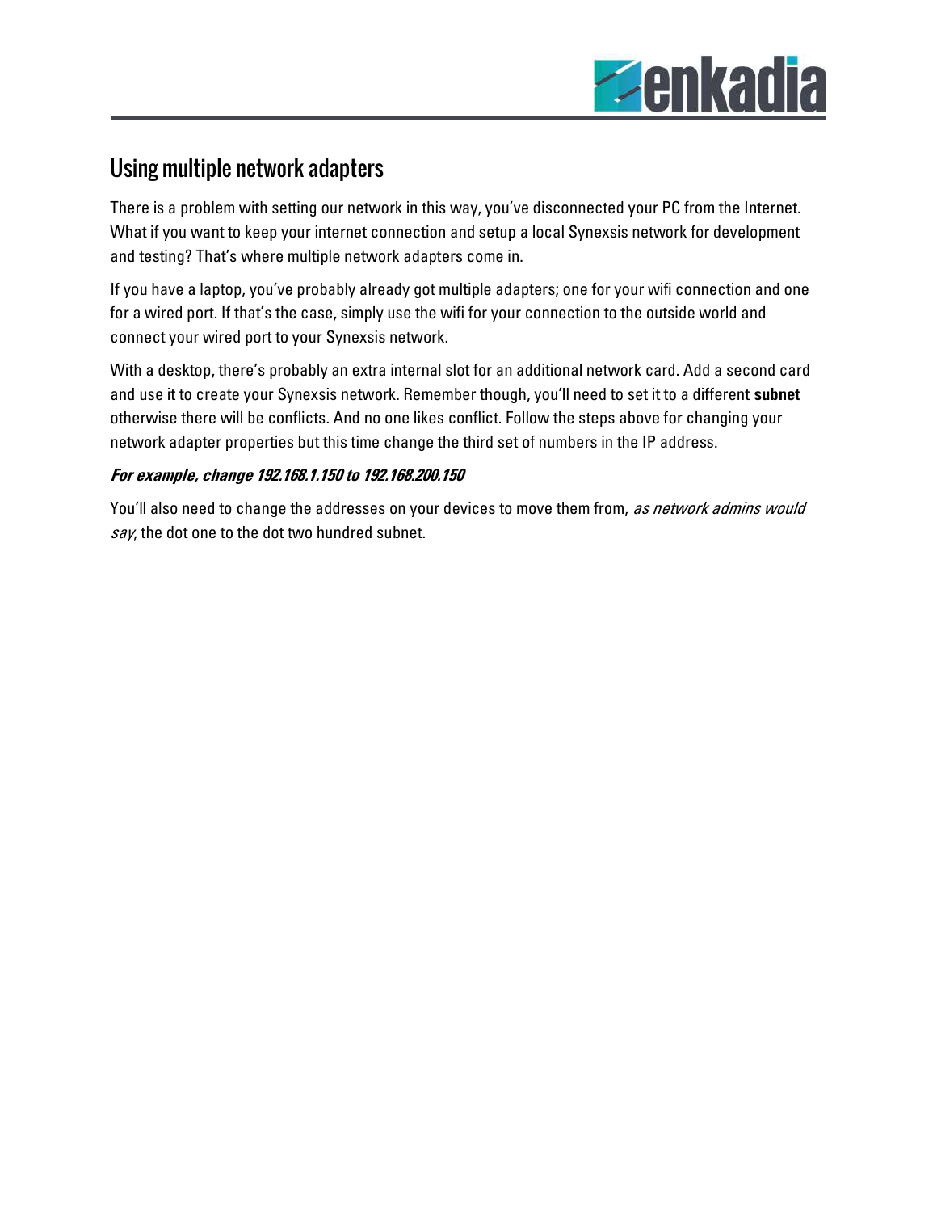## Using multiple network adapters

There is a problem with setting our network in this way, you've disconnected your PC from the Internet. What if you want to keep your internet connection and setup a local Synexsis network for development and testing? That's where multiple network adapters come in.

If you have a laptop, you've probably already got multiple adapters; one for your wifi connection and one for a wired port. If that's the case, simply use the wifi for your connection to the outside world and connect your wired port to your Synexsis network.

With a desktop, there's probably an extra internal slot for an additional network card. Add a second card and use it to create your Synexsis network. Remember though, you'll need to set it to a different **subnet** otherwise there will be conflicts. And no one likes conflict. Follow the steps above for changing your network adapter properties but this time change the third set of numbers in the IP address.

***For example, change 192.168.1.150 to 192.168.200.150***

You'll also need to change the addresses on your devices to move them from, *as network admins would say*, the dot one to the dot two hundred subnet.